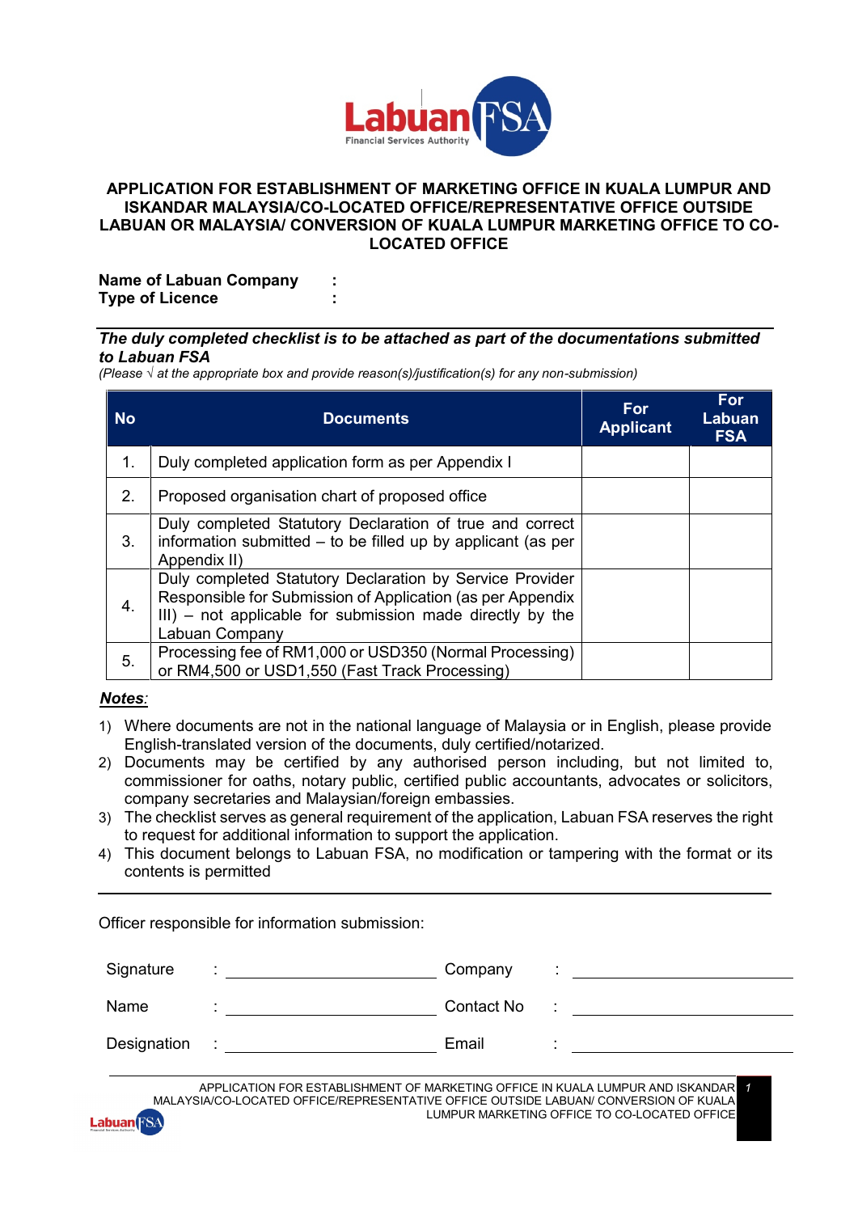# APPLICATION FOR ESTABLISHMENT OF MARKETING OFFICE IN KUALA LUMPUR AND ISKANDAR MALAYSIA/CO-LOCATED OFFICE/REPRESENTATIVE OFFICE OUTSIDE LABUAN OR MALAYSIA/ CONVERSION OF KUALA LUMPUR MARKETING OFFICE TO CO-LOCATED OFFICE

**Name of Labuan Company :**
**Type of Licence :**

***The duly completed checklist is to be attached as part of the documentations submitted to Labuan FSA***

*(Please √ at the appropriate box and provide reason(s)/justification(s) for any non-submission)*

| No | Documents | For Applicant | For Labuan FSA |
|---|---|---|---|
| 1. | Duly completed application form as per Appendix I | | |
| 2. | Proposed organisation chart of proposed office | | |
| 3. | Duly completed Statutory Declaration of true and correct information submitted – to be filled up by applicant (as per Appendix II) | | |
| 4. | Duly completed Statutory Declaration by Service Provider Responsible for Submission of Application (as per Appendix III) – not applicable for submission made directly by the Labuan Company | | |
| 5. | Processing fee of RM1,000 or USD350 (Normal Processing) or RM4,500 or USD1,550 (Fast Track Processing) | | |

***Notes:***

1) Where documents are not in the national language of Malaysia or in English, please provide English-translated version of the documents, duly certified/notarized.
2) Documents may be certified by any authorised person including, but not limited to, commissioner for oaths, notary public, certified public accountants, advocates or solicitors, company secretaries and Malaysian/foreign embassies.
3) The checklist serves as general requirement of the application, Labuan FSA reserves the right to request for additional information to support the application.
4) This document belongs to Labuan FSA, no modification or tampering with the format or its contents is permitted

---

Officer responsible for information submission:

Signature : ____________________ Company : ____________________

Name : ____________________ Contact No : ____________________

Designation : ____________________ Email : ____________________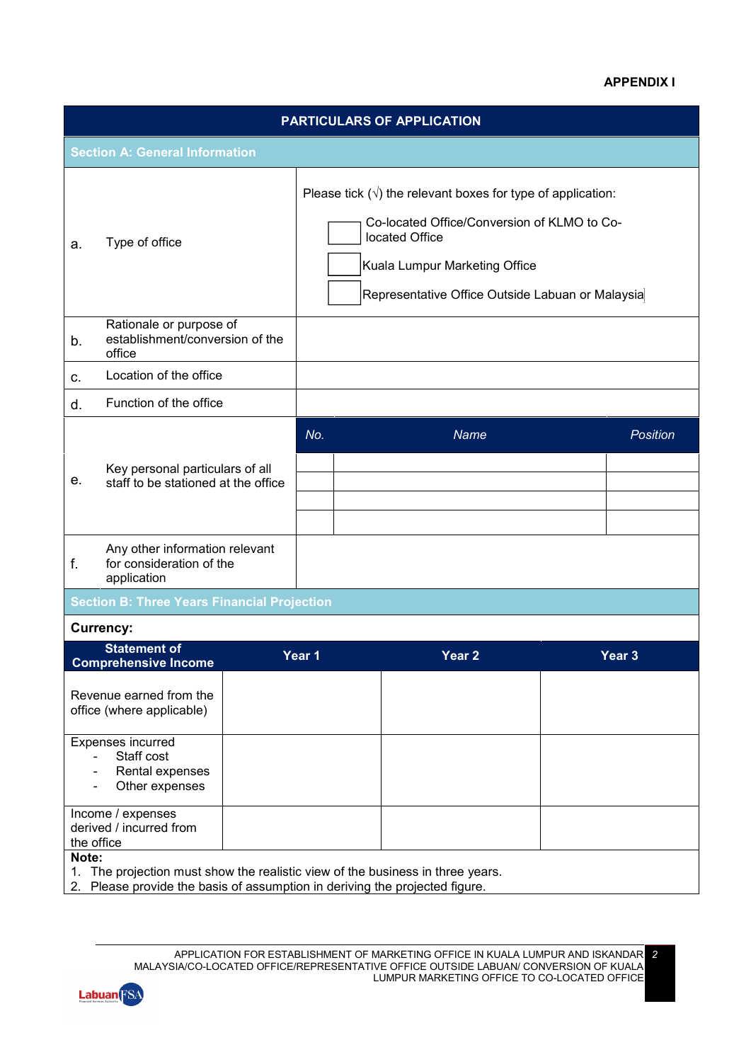**APPENDIX I**

## PARTICULARS OF APPLICATION

### Section A: General Information

| | | |
|---|---|---|
| a. | Type of office | Please tick (√) the relevant boxes for type of application:<br>☐ Co-located Office/Conversion of KLMO to Co-located Office<br>☐ Kuala Lumpur Marketing Office<br>☐ Representative Office Outside Labuan or Malaysia |
| b. | Rationale or purpose of establishment/conversion of the office | |
| c. | Location of the office | |
| d. | Function of the office | |
| e. | Key personal particulars of all staff to be stationed at the office | (see table below) |
| f. | Any other information relevant for consideration of the application | |

Key personal particulars of all staff to be stationed at the office:

| *No.* | *Name* | *Position* |
|---|---|---|
| | | |
| | | |
| | | |
| | | |

### Section B: Three Years Financial Projection

**Currency:**

| Statement of Comprehensive Income | Year 1 | Year 2 | Year 3 |
|---|---|---|---|
| Revenue earned from the office (where applicable) | | | |
| Expenses incurred<br>- Staff cost<br>- Rental expenses<br>- Other expenses | | | |
| Income / expenses derived / incurred from the office | | | |

**Note:**
1. The projection must show the realistic view of the business in three years.
2. Please provide the basis of assumption in deriving the projected figure.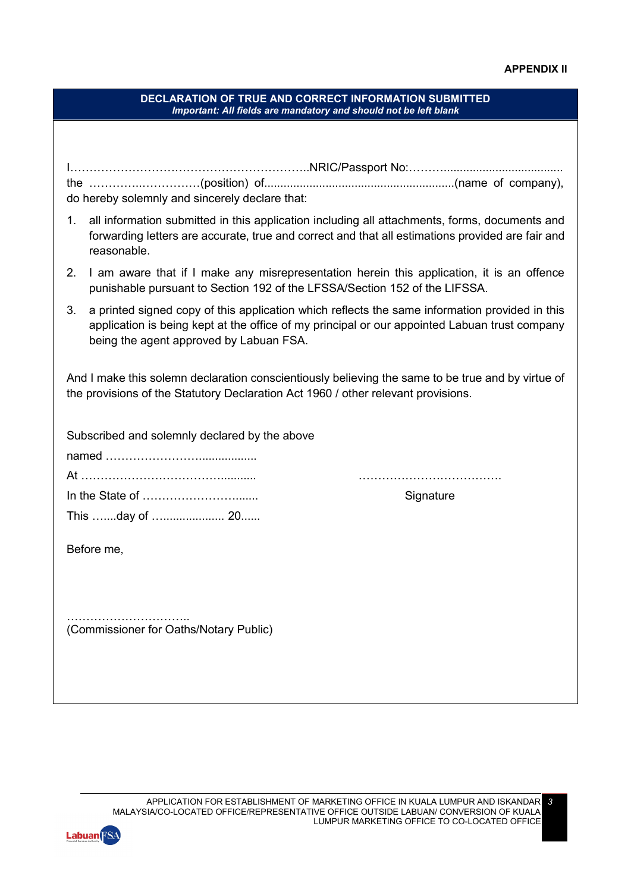**APPENDIX II**

**DECLARATION OF TRUE AND CORRECT INFORMATION SUBMITTED**

***Important: All fields are mandatory and should not be left blank***

I……………………………………………………..NRIC/Passport No:………..................................... the …………..……………(position) of..........................................................(name of company), do hereby solemnly and sincerely declare that:

1. all information submitted in this application including all attachments, forms, documents and forwarding letters are accurate, true and correct and that all estimations provided are fair and reasonable.
2. I am aware that if I make any misrepresentation herein this application, it is an offence punishable pursuant to Section 192 of the LFSSA/Section 152 of the LIFSSA.
3. a printed signed copy of this application which reflects the same information provided in this application is being kept at the office of my principal or our appointed Labuan trust company being the agent approved by Labuan FSA.

And I make this solemn declaration conscientiously believing the same to be true and by virtue of the provisions of the Statutory Declaration Act 1960 / other relevant provisions.

Subscribed and solemnly declared by the above

named ……………………..................

At ……………………………………..........

In the State of ………………………........

This …....day of …................... 20......

……………….…………….

Signature

Before me,

…………………………..

(Commissioner for Oaths/Notary Public)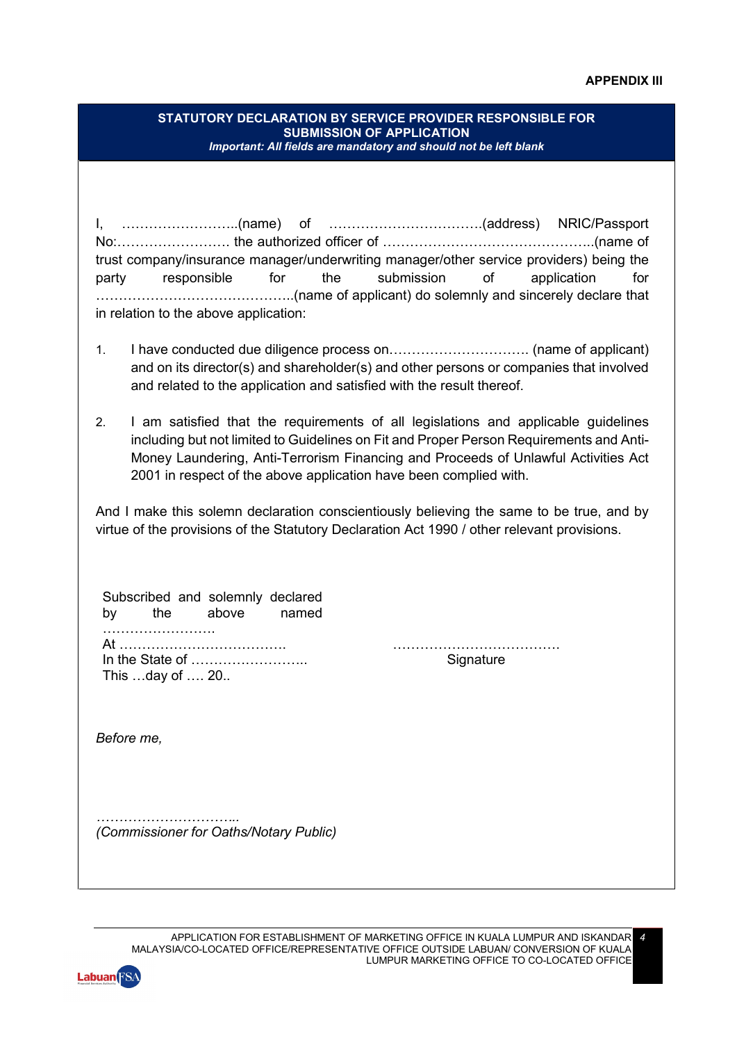**APPENDIX III**

**STATUTORY DECLARATION BY SERVICE PROVIDER RESPONSIBLE FOR SUBMISSION OF APPLICATION**

***Important: All fields are mandatory and should not be left blank***

I, ……………………..(name) of ……………………………(address) NRIC/Passport No:……………………. the authorized officer of ………………………………………..(name of trust company/insurance manager/underwriting manager/other service providers) being the party responsible for the submission of application for ……………………………………..(name of applicant) do solemnly and sincerely declare that in relation to the above application:

1. I have conducted due diligence process on…………………………. (name of applicant) and on its director(s) and shareholder(s) and other persons or companies that involved and related to the application and satisfied with the result thereof.

2. I am satisfied that the requirements of all legislations and applicable guidelines including but not limited to Guidelines on Fit and Proper Person Requirements and Anti-Money Laundering, Anti-Terrorism Financing and Proceeds of Unlawful Activities Act 2001 in respect of the above application have been complied with.

And I make this solemn declaration conscientiously believing the same to be true, and by virtue of the provisions of the Statutory Declaration Act 1990 / other relevant provisions.

Subscribed and solemnly declared by the above named
…………………….
At ……………………………….
In the State of ……………………..
This …day of …. 20..

………………………………
Signature

*Before me,*

…………………………..
*(Commissioner for Oaths/Notary Public)*